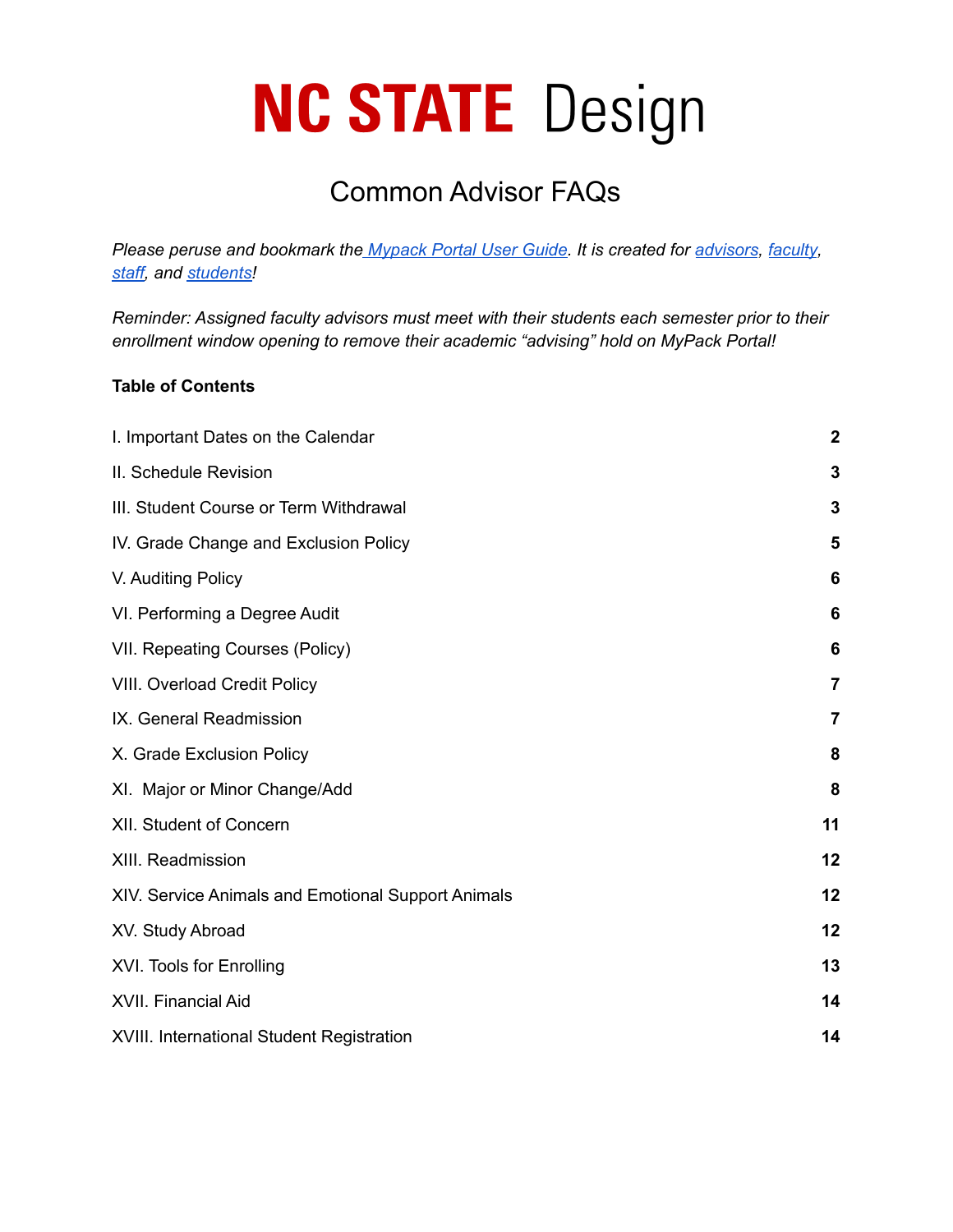# NC STATE Design

## Common Advisor FAQs

*Please peruse and bookmark the [Mypack Portal User Guide](). It is created for [advisors](), [faculty](), [staff](), and [students]()!*

*Reminder: Assigned faculty advisors must meet with their students each semester prior to their enrollment window opening to remove their academic "advising" hold on MyPack Portal!*

**Table of Contents**

| | |
|---|---|
| I. Important Dates on the Calendar | **2** |
| II. Schedule Revision | **3** |
| III. Student Course or Term Withdrawal | **3** |
| IV. Grade Change and Exclusion Policy | **5** |
| V. Auditing Policy | **6** |
| VI. Performing a Degree Audit | **6** |
| VII. Repeating Courses (Policy) | **6** |
| VIII. Overload Credit Policy | **7** |
| IX. General Readmission | **7** |
| X. Grade Exclusion Policy | **8** |
| XI. Major or Minor Change/Add | **8** |
| XII. Student of Concern | **11** |
| XIII. Readmission | **12** |
| XIV. Service Animals and Emotional Support Animals | **12** |
| XV. Study Abroad | **12** |
| XVI. Tools for Enrolling | **13** |
| XVII. Financial Aid | **14** |
| XVIII. International Student Registration | **14** |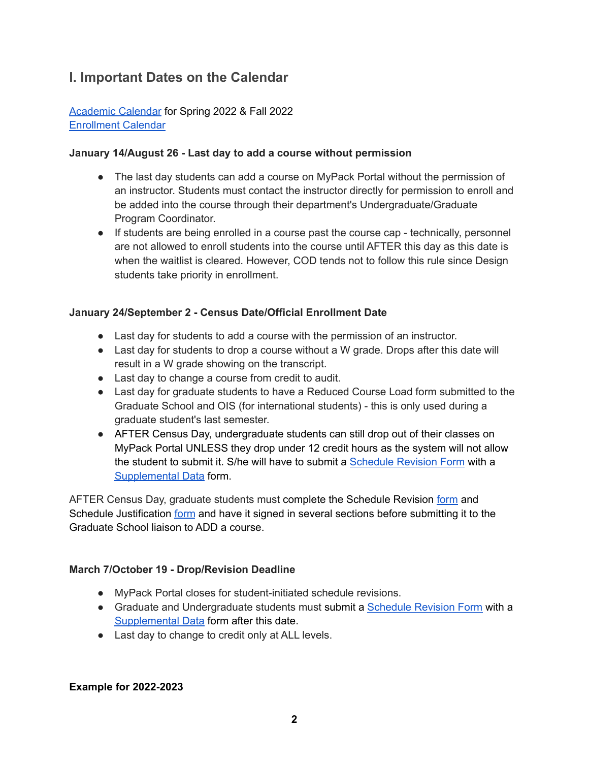## I. Important Dates on the Calendar

[Academic Calendar](#) for Spring 2022 & Fall 2022
[Enrollment Calendar](#)

**January 14/August 26 - Last day to add a course without permission**

- The last day students can add a course on MyPack Portal without the permission of an instructor. Students must contact the instructor directly for permission to enroll and be added into the course through their department's Undergraduate/Graduate Program Coordinator.
- If students are being enrolled in a course past the course cap - technically, personnel are not allowed to enroll students into the course until AFTER this day as this date is when the waitlist is cleared. However, COD tends not to follow this rule since Design students take priority in enrollment.

**January 24/September 2 - Census Date/Official Enrollment Date**

- Last day for students to add a course with the permission of an instructor.
- Last day for students to drop a course without a W grade. Drops after this date will result in a W grade showing on the transcript.
- Last day to change a course from credit to audit.
- Last day for graduate students to have a Reduced Course Load form submitted to the Graduate School and OIS (for international students) - this is only used during a graduate student's last semester.
- AFTER Census Day, undergraduate students can still drop out of their classes on MyPack Portal UNLESS they drop under 12 credit hours as the system will not allow the student to submit it. S/he will have to submit a [Schedule Revision Form](#) with a [Supplemental Data](#) form.

AFTER Census Day, graduate students must complete the Schedule Revision [form](#) and Schedule Justification [form](#) and have it signed in several sections before submitting it to the Graduate School liaison to ADD a course.

**March 7/October 19 - Drop/Revision Deadline**

- MyPack Portal closes for student-initiated schedule revisions.
- Graduate and Undergraduate students must submit a [Schedule Revision Form](#) with a [Supplemental Data](#) form after this date.
- Last day to change to credit only at ALL levels.

**Example for 2022-2023**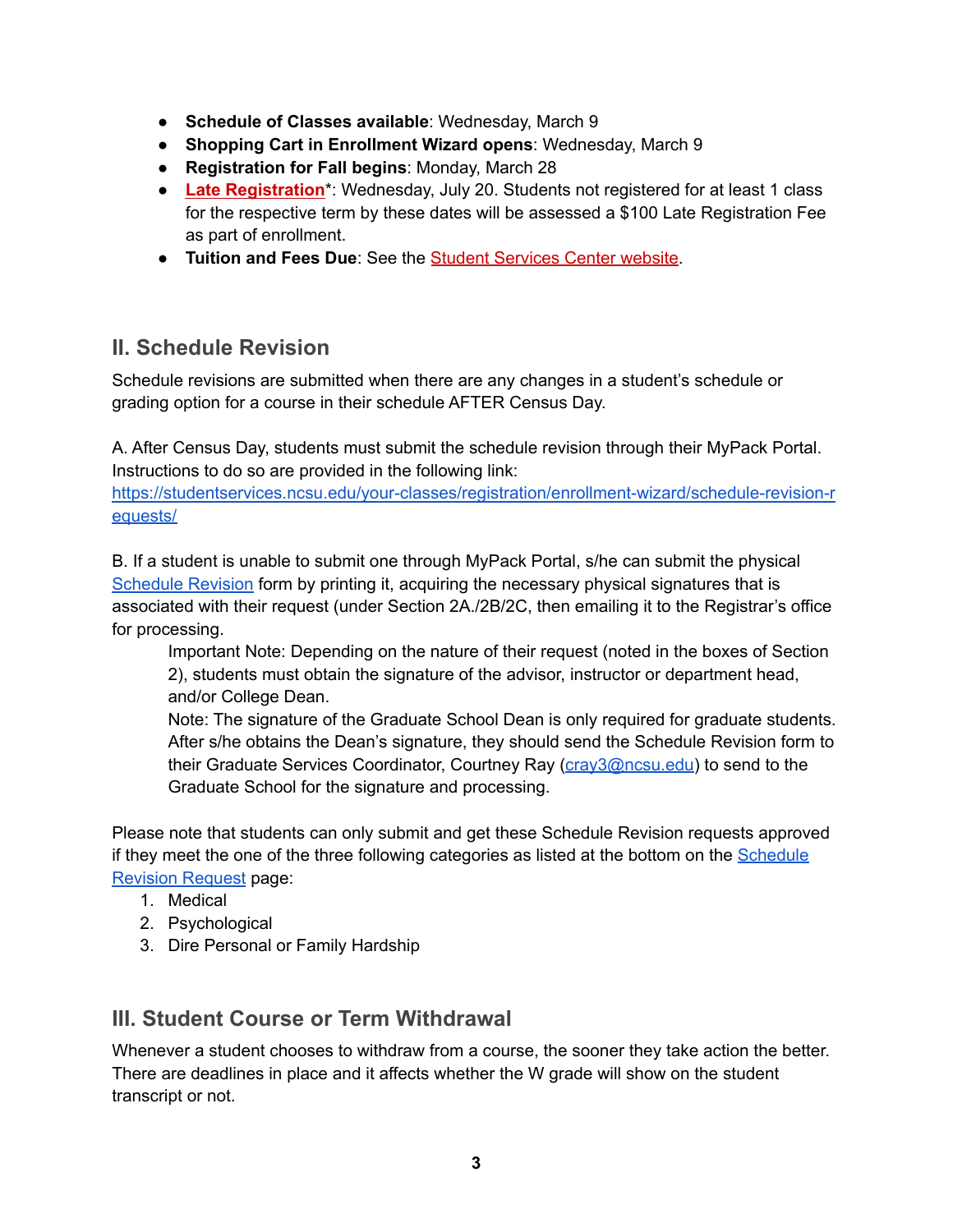- **Schedule of Classes available**: Wednesday, March 9
- **Shopping Cart in Enrollment Wizard opens**: Wednesday, March 9
- **Registration for Fall begins**: Monday, March 28
- **Late Registration***: Wednesday, July 20. Students not registered for at least 1 class for the respective term by these dates will be assessed a $100 Late Registration Fee as part of enrollment.
- **Tuition and Fees Due**: See the Student Services Center website.

## II. Schedule Revision

Schedule revisions are submitted when there are any changes in a student's schedule or grading option for a course in their schedule AFTER Census Day.

A. After Census Day, students must submit the schedule revision through their MyPack Portal. Instructions to do so are provided in the following link: https://studentservices.ncsu.edu/your-classes/registration/enrollment-wizard/schedule-revision-requests/

B. If a student is unable to submit one through MyPack Portal, s/he can submit the physical Schedule Revision form by printing it, acquiring the necessary physical signatures that is associated with their request (under Section 2A./2B/2C, then emailing it to the Registrar's office for processing.

> Important Note: Depending on the nature of their request (noted in the boxes of Section 2), students must obtain the signature of the advisor, instructor or department head, and/or College Dean.
> Note: The signature of the Graduate School Dean is only required for graduate students. After s/he obtains the Dean's signature, they should send the Schedule Revision form to their Graduate Services Coordinator, Courtney Ray (cray3@ncsu.edu) to send to the Graduate School for the signature and processing.

Please note that students can only submit and get these Schedule Revision requests approved if they meet the one of the three following categories as listed at the bottom on the Schedule Revision Request page:

1. Medical
2. Psychological
3. Dire Personal or Family Hardship

## III. Student Course or Term Withdrawal

Whenever a student chooses to withdraw from a course, the sooner they take action the better. There are deadlines in place and it affects whether the W grade will show on the student transcript or not.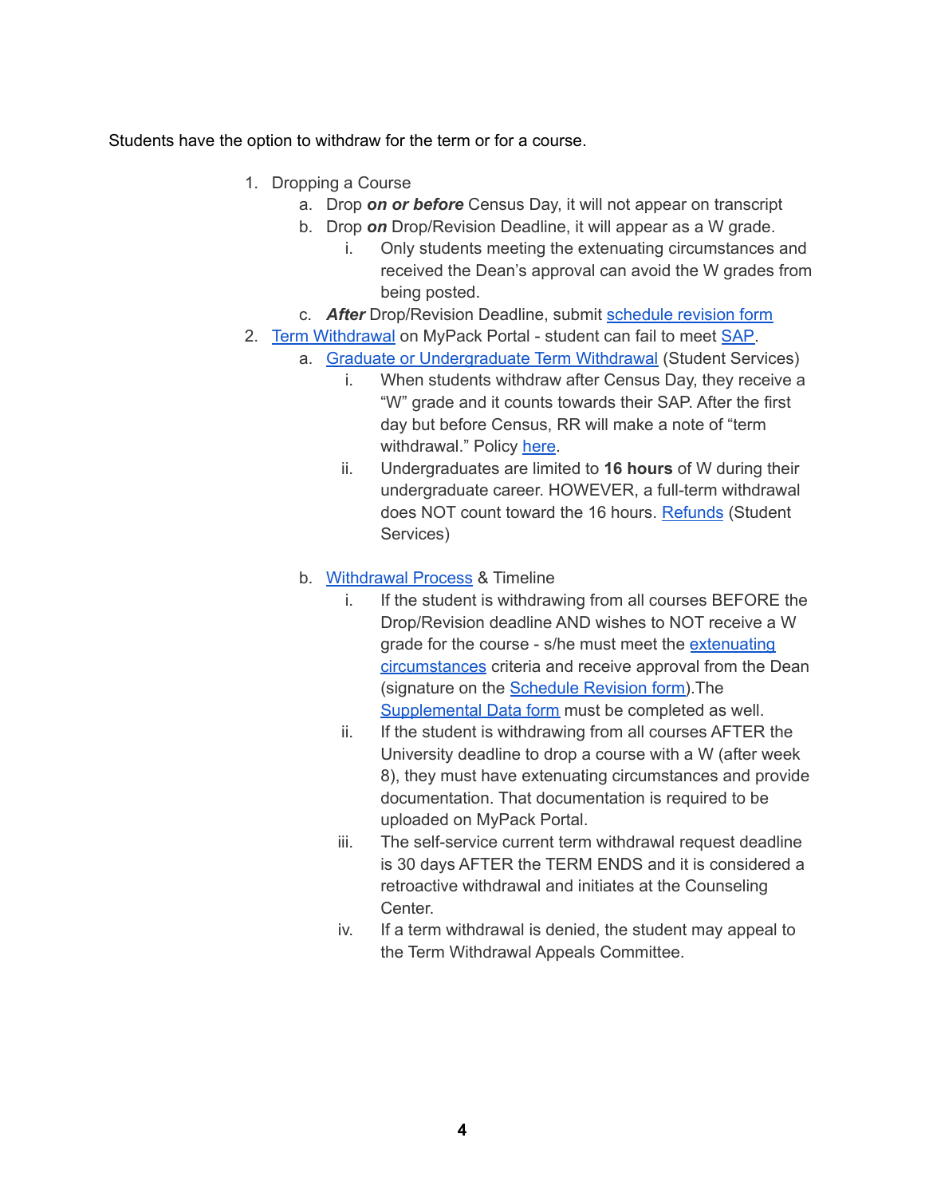Students have the option to withdraw for the term or for a course.

1. Dropping a Course
   a. Drop ***on or before*** Census Day, it will not appear on transcript
   b. Drop ***on*** Drop/Revision Deadline, it will appear as a W grade.
      i. Only students meeting the extenuating circumstances and received the Dean's approval can avoid the W grades from being posted.
   c. ***After*** Drop/Revision Deadline, submit schedule revision form
2. Term Withdrawal on MyPack Portal - student can fail to meet SAP.
   a. Graduate or Undergraduate Term Withdrawal (Student Services)
      i. When students withdraw after Census Day, they receive a "W" grade and it counts towards their SAP. After the first day but before Census, RR will make a note of "term withdrawal." Policy here.
      ii. Undergraduates are limited to **16 hours** of W during their undergraduate career. HOWEVER, a full-term withdrawal does NOT count toward the 16 hours. Refunds (Student Services)

   b. Withdrawal Process & Timeline
      i. If the student is withdrawing from all courses BEFORE the Drop/Revision deadline AND wishes to NOT receive a W grade for the course - s/he must meet the extenuating circumstances criteria and receive approval from the Dean (signature on the Schedule Revision form).The Supplemental Data form must be completed as well.
      ii. If the student is withdrawing from all courses AFTER the University deadline to drop a course with a W (after week 8), they must have extenuating circumstances and provide documentation. That documentation is required to be uploaded on MyPack Portal.
      iii. The self-service current term withdrawal request deadline is 30 days AFTER the TERM ENDS and it is considered a retroactive withdrawal and initiates at the Counseling Center.
      iv. If a term withdrawal is denied, the student may appeal to the Term Withdrawal Appeals Committee.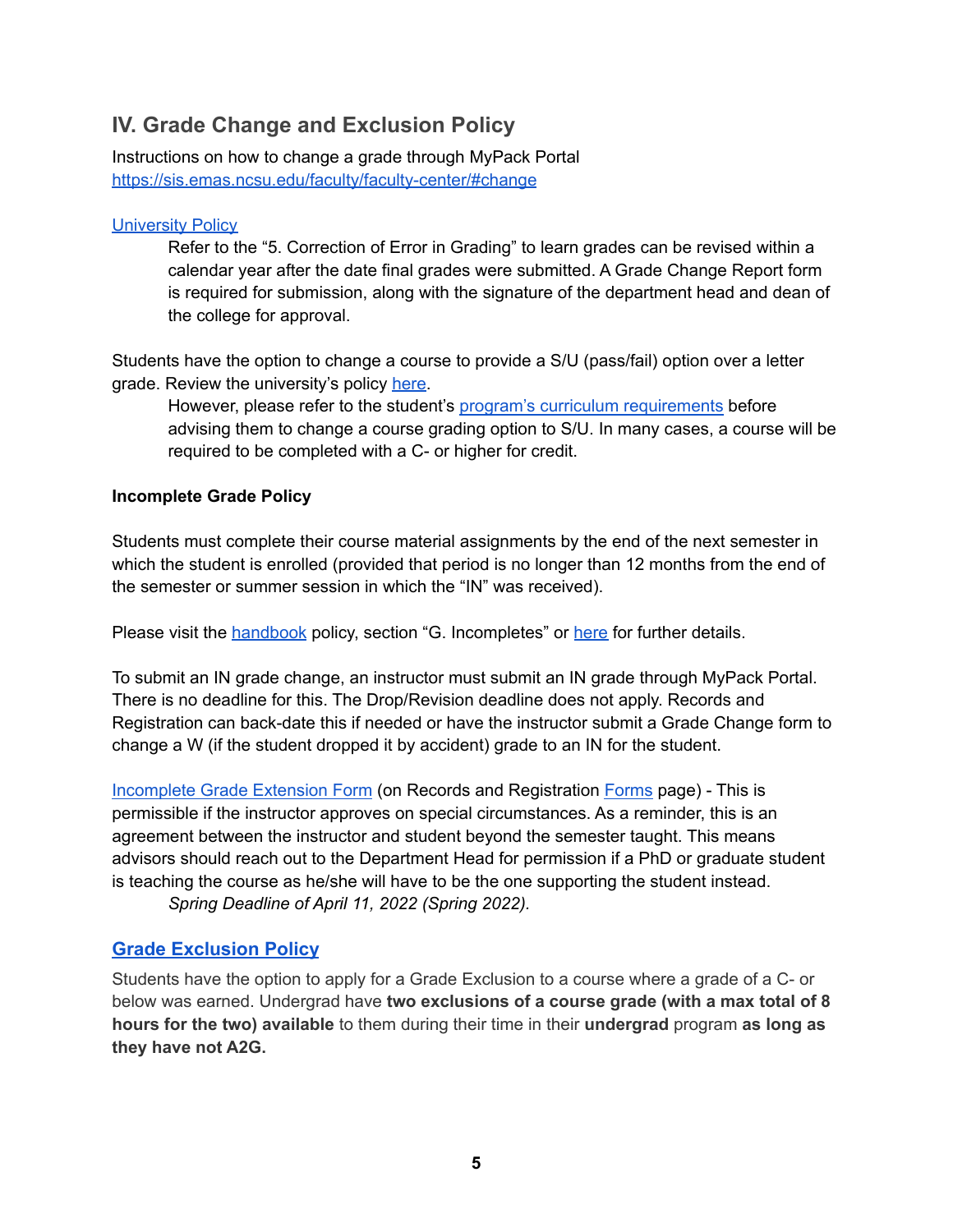## IV. Grade Change and Exclusion Policy

Instructions on how to change a grade through MyPack Portal
https://sis.emas.ncsu.edu/faculty/faculty-center/#change

University Policy

> Refer to the "5. Correction of Error in Grading" to learn grades can be revised within a calendar year after the date final grades were submitted. A Grade Change Report form is required for submission, along with the signature of the department head and dean of the college for approval.

Students have the option to change a course to provide a S/U (pass/fail) option over a letter grade. Review the university's policy here.

> However, please refer to the student's program's curriculum requirements before advising them to change a course grading option to S/U. In many cases, a course will be required to be completed with a C- or higher for credit.

**Incomplete Grade Policy**

Students must complete their course material assignments by the end of the next semester in which the student is enrolled (provided that period is no longer than 12 months from the end of the semester or summer session in which the "IN" was received).

Please visit the handbook policy, section "G. Incompletes" or here for further details.

To submit an IN grade change, an instructor must submit an IN grade through MyPack Portal. There is no deadline for this. The Drop/Revision deadline does not apply. Records and Registration can back-date this if needed or have the instructor submit a Grade Change form to change a W (if the student dropped it by accident) grade to an IN for the student.

Incomplete Grade Extension Form (on Records and Registration Forms page) - This is permissible if the instructor approves on special circumstances. As a reminder, this is an agreement between the instructor and student beyond the semester taught. This means advisors should reach out to the Department Head for permission if a PhD or graduate student is teaching the course as he/she will have to be the one supporting the student instead.

> *Spring Deadline of April 11, 2022 (Spring 2022).*

### Grade Exclusion Policy

Students have the option to apply for a Grade Exclusion to a course where a grade of a C- or below was earned. Undergrad have **two exclusions of a course grade (with a max total of 8 hours for the two) available** to them during their time in their **undergrad** program **as long as they have not A2G.**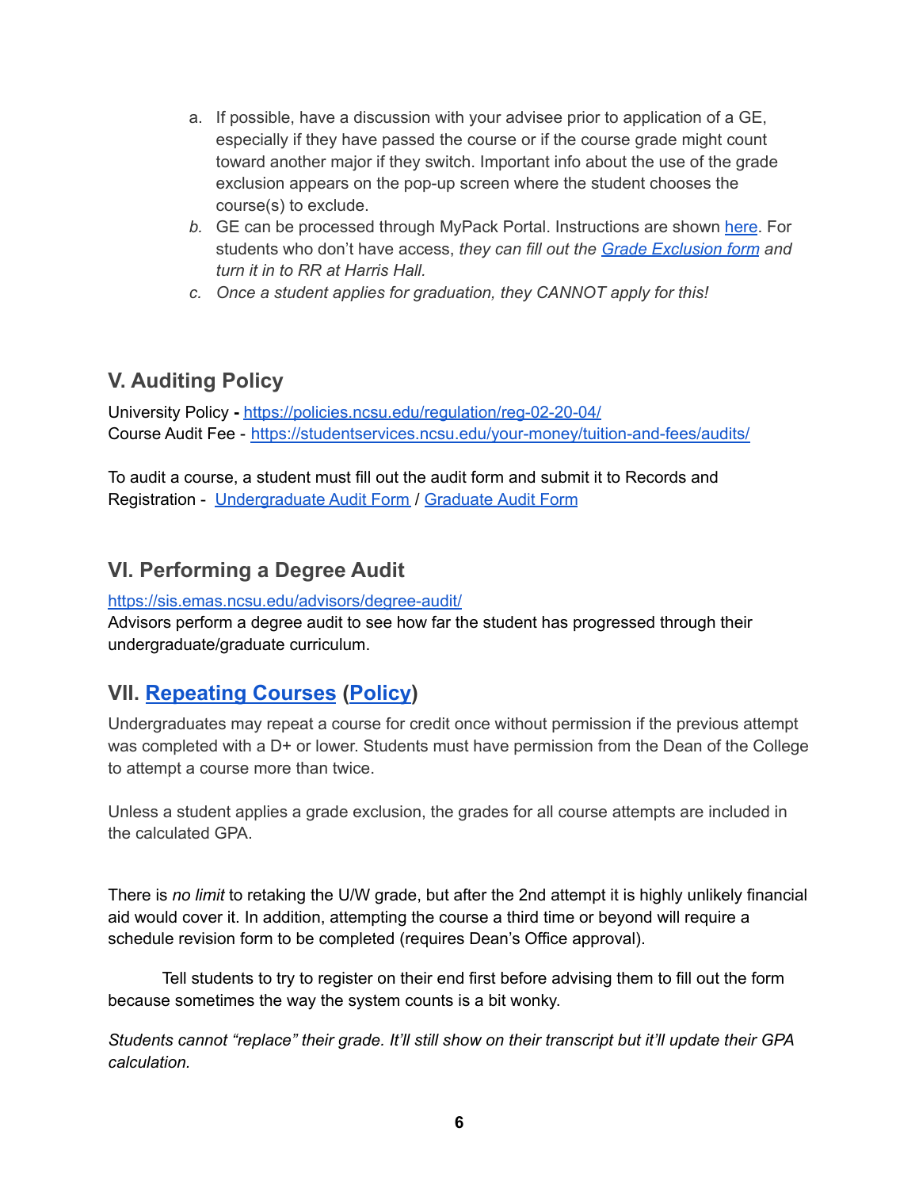a. If possible, have a discussion with your advisee prior to application of a GE, especially if they have passed the course or if the course grade might count toward another major if they switch. Important info about the use of the grade exclusion appears on the pop-up screen where the student chooses the course(s) to exclude.
b. GE can be processed through MyPack Portal. Instructions are shown [here](). For students who don't have access, *they can fill out the [Grade Exclusion form]() and turn it in to RR at Harris Hall.*
c. *Once a student applies for graduation, they CANNOT apply for this!*

## V. Auditing Policy

University Policy **-** [https://policies.ncsu.edu/regulation/reg-02-20-04/](https://policies.ncsu.edu/regulation/reg-02-20-04/)
Course Audit Fee - [https://studentservices.ncsu.edu/your-money/tuition-and-fees/audits/](https://studentservices.ncsu.edu/your-money/tuition-and-fees/audits/)

To audit a course, a student must fill out the audit form and submit it to Records and Registration - [Undergraduate Audit Form]() / [Graduate Audit Form]()

## VI. Performing a Degree Audit

[https://sis.emas.ncsu.edu/advisors/degree-audit/](https://sis.emas.ncsu.edu/advisors/degree-audit/)
Advisors perform a degree audit to see how far the student has progressed through their undergraduate/graduate curriculum.

## VII. [Repeating Courses]() ([Policy]())

Undergraduates may repeat a course for credit once without permission if the previous attempt was completed with a D+ or lower. Students must have permission from the Dean of the College to attempt a course more than twice.

Unless a student applies a grade exclusion, the grades for all course attempts are included in the calculated GPA.

There is *no limit* to retaking the U/W grade, but after the 2nd attempt it is highly unlikely financial aid would cover it. In addition, attempting the course a third time or beyond will require a schedule revision form to be completed (requires Dean's Office approval).

Tell students to try to register on their end first before advising them to fill out the form because sometimes the way the system counts is a bit wonky.

*Students cannot "replace" their grade. It'll still show on their transcript but it'll update their GPA calculation.*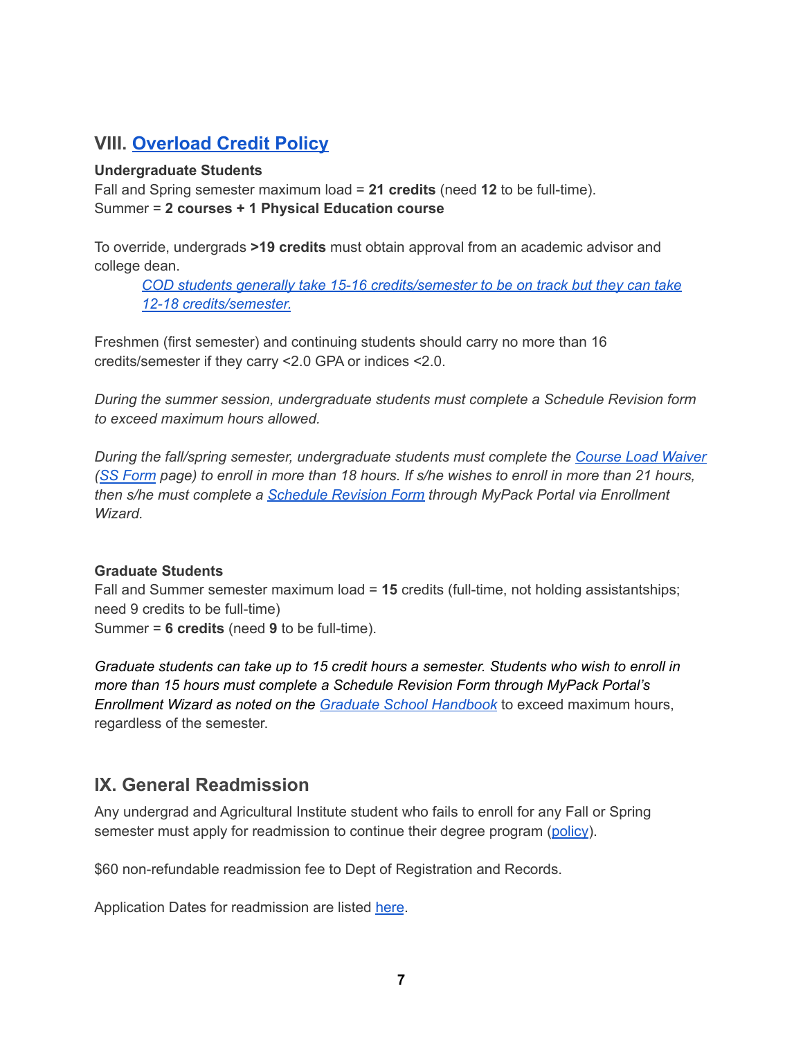## VIII. Overload Credit Policy

**Undergraduate Students**
Fall and Spring semester maximum load = **21 credits** (need **12** to be full-time).
Summer = **2 courses + 1 Physical Education course**

To override, undergrads **>19 credits** must obtain approval from an academic advisor and college dean.

> *COD students generally take 15-16 credits/semester to be on track but they can take 12-18 credits/semester.*

Freshmen (first semester) and continuing students should carry no more than 16 credits/semester if they carry <2.0 GPA or indices <2.0.

*During the summer session, undergraduate students must complete a Schedule Revision form to exceed maximum hours allowed.*

*During the fall/spring semester, undergraduate students must complete the Course Load Waiver (SS Form page) to enroll in more than 18 hours. If s/he wishes to enroll in more than 21 hours, then s/he must complete a Schedule Revision Form through MyPack Portal via Enrollment Wizard.*

**Graduate Students**
Fall and Summer semester maximum load = **15** credits (full-time, not holding assistantships; need 9 credits to be full-time)
Summer = **6 credits** (need **9** to be full-time).

*Graduate students can take up to 15 credit hours a semester. Students who wish to enroll in more than 15 hours must complete a Schedule Revision Form through MyPack Portal's Enrollment Wizard as noted on the Graduate School Handbook* to exceed maximum hours, regardless of the semester.

## IX. General Readmission

Any undergrad and Agricultural Institute student who fails to enroll for any Fall or Spring semester must apply for readmission to continue their degree program (policy).

$60 non-refundable readmission fee to Dept of Registration and Records.

Application Dates for readmission are listed here.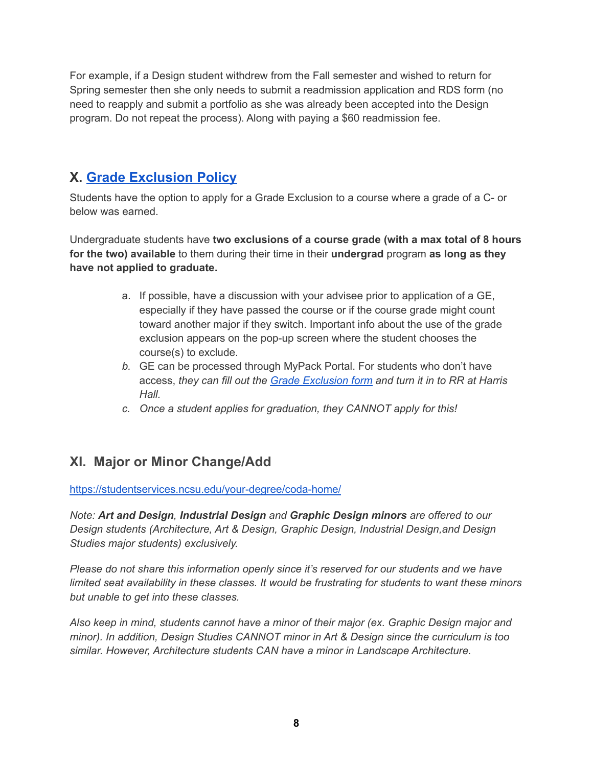For example, if a Design student withdrew from the Fall semester and wished to return for Spring semester then she only needs to submit a readmission application and RDS form (no need to reapply and submit a portfolio as she was already been accepted into the Design program. Do not repeat the process). Along with paying a $60 readmission fee.

## X. [Grade Exclusion Policy]()

Students have the option to apply for a Grade Exclusion to a course where a grade of a C- or below was earned.

Undergraduate students have **two exclusions of a course grade (with a max total of 8 hours for the two) available** to them during their time in their **undergrad** program **as long as they have not applied to graduate.**

a. If possible, have a discussion with your advisee prior to application of a GE, especially if they have passed the course or if the course grade might count toward another major if they switch. Important info about the use of the grade exclusion appears on the pop-up screen where the student chooses the course(s) to exclude.

*b.* GE can be processed through MyPack Portal. For students who don't have access, *they can fill out the [Grade Exclusion form]() and turn it in to RR at Harris Hall.*

*c. Once a student applies for graduation, they CANNOT apply for this!*

## XI. Major or Minor Change/Add

[https://studentservices.ncsu.edu/your-degree/coda-home/](https://studentservices.ncsu.edu/your-degree/coda-home/)

*Note: **Art and Design**, **Industrial Design** and **Graphic Design minors** are offered to our Design students (Architecture, Art & Design, Graphic Design, Industrial Design,and Design Studies major students) exclusively.*

*Please do not share this information openly since it's reserved for our students and we have limited seat availability in these classes. It would be frustrating for students to want these minors but unable to get into these classes.*

*Also keep in mind, students cannot have a minor of their major (ex. Graphic Design major and minor). In addition, Design Studies CANNOT minor in Art & Design since the curriculum is too similar. However, Architecture students CAN have a minor in Landscape Architecture.*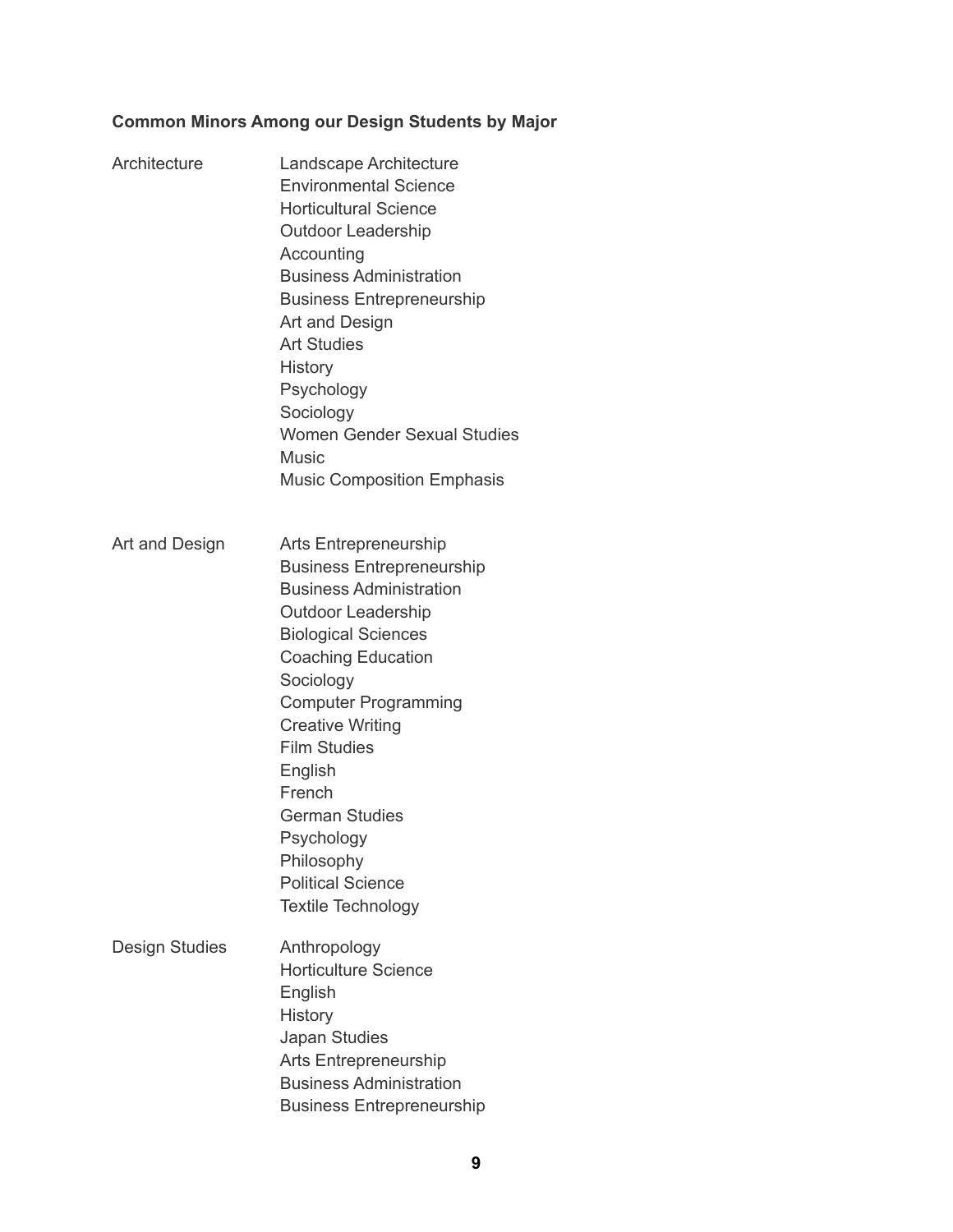**Common Minors Among our Design Students by Major**

| Major | Minors |
|---|---|
| Architecture | Landscape Architecture<br>Environmental Science<br>Horticultural Science<br>Outdoor Leadership<br>Accounting<br>Business Administration<br>Business Entrepreneurship<br>Art and Design<br>Art Studies<br>History<br>Psychology<br>Sociology<br>Women Gender Sexual Studies<br>Music<br>Music Composition Emphasis |
| Art and Design | Arts Entrepreneurship<br>Business Entrepreneurship<br>Business Administration<br>Outdoor Leadership<br>Biological Sciences<br>Coaching Education<br>Sociology<br>Computer Programming<br>Creative Writing<br>Film Studies<br>English<br>French<br>German Studies<br>Psychology<br>Philosophy<br>Political Science<br>Textile Technology |
| Design Studies | Anthropology<br>Horticulture Science<br>English<br>History<br>Japan Studies<br>Arts Entrepreneurship<br>Business Administration<br>Business Entrepreneurship |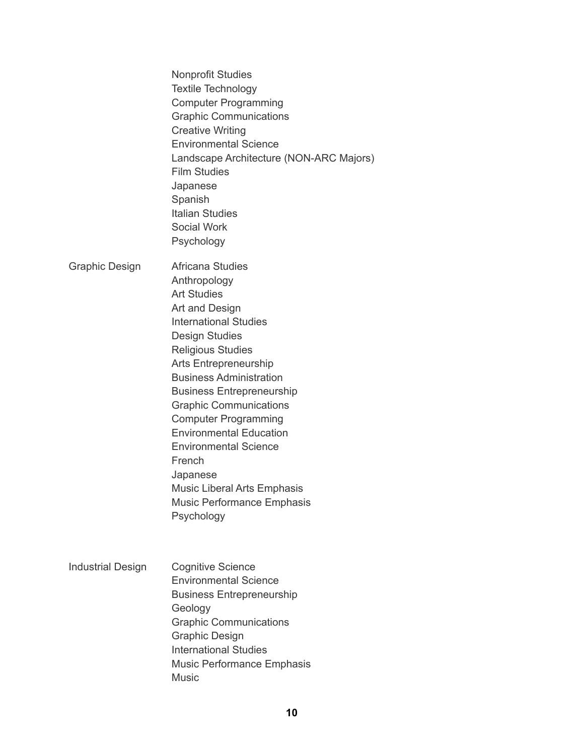| | |
|---|---|
| | Nonprofit Studies<br>Textile Technology<br>Computer Programming<br>Graphic Communications<br>Creative Writing<br>Environmental Science<br>Landscape Architecture (NON-ARC Majors)<br>Film Studies<br>Japanese<br>Spanish<br>Italian Studies<br>Social Work<br>Psychology |
| Graphic Design | Africana Studies<br>Anthropology<br>Art Studies<br>Art and Design<br>International Studies<br>Design Studies<br>Religious Studies<br>Arts Entrepreneurship<br>Business Administration<br>Business Entrepreneurship<br>Graphic Communications<br>Computer Programming<br>Environmental Education<br>Environmental Science<br>French<br>Japanese<br>Music Liberal Arts Emphasis<br>Music Performance Emphasis<br>Psychology |
| Industrial Design | Cognitive Science<br>Environmental Science<br>Business Entrepreneurship<br>Geology<br>Graphic Communications<br>Graphic Design<br>International Studies<br>Music Performance Emphasis<br>Music |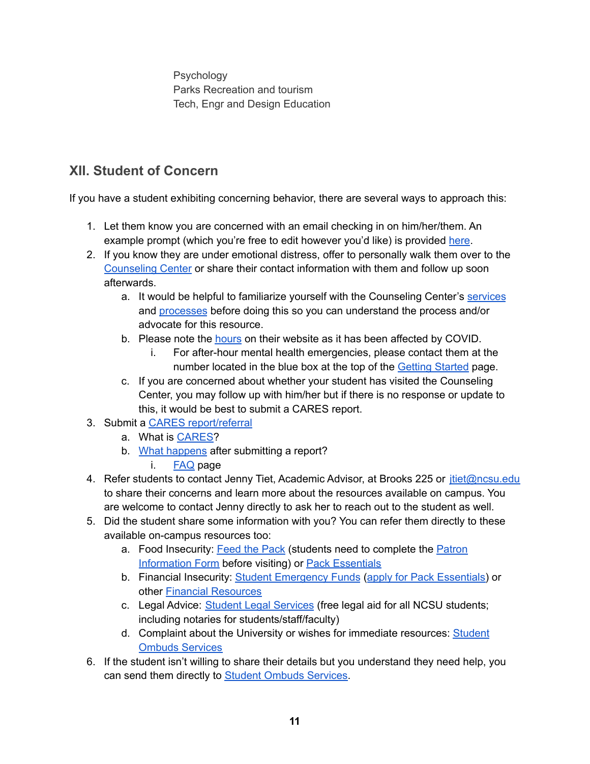Psychology
Parks Recreation and tourism
Tech, Engr and Design Education

## XII. Student of Concern

If you have a student exhibiting concerning behavior, there are several ways to approach this:

1. Let them know you are concerned with an email checking in on him/her/them. An example prompt (which you're free to edit however you'd like) is provided here.
2. If you know they are under emotional distress, offer to personally walk them over to the Counseling Center or share their contact information with them and follow up soon afterwards.
   a. It would be helpful to familiarize yourself with the Counseling Center's services and processes before doing this so you can understand the process and/or advocate for this resource.
   b. Please note the hours on their website as it has been affected by COVID.
      i. For after-hour mental health emergencies, please contact them at the number located in the blue box at the top of the Getting Started page.
   c. If you are concerned about whether your student has visited the Counseling Center, you may follow up with him/her but if there is no response or update to this, it would be best to submit a CARES report.
3. Submit a CARES report/referral
   a. What is CARES?
   b. What happens after submitting a report?
      i. FAQ page
4. Refer students to contact Jenny Tiet, Academic Advisor, at Brooks 225 or jtiet@ncsu.edu to share their concerns and learn more about the resources available on campus. You are welcome to contact Jenny directly to ask her to reach out to the student as well.
5. Did the student share some information with you? You can refer them directly to these available on-campus resources too:
   a. Food Insecurity: Feed the Pack (students need to complete the Patron Information Form before visiting) or Pack Essentials
   b. Financial Insecurity: Student Emergency Funds (apply for Pack Essentials) or other Financial Resources
   c. Legal Advice: Student Legal Services (free legal aid for all NCSU students; including notaries for students/staff/faculty)
   d. Complaint about the University or wishes for immediate resources: Student Ombuds Services
6. If the student isn't willing to share their details but you understand they need help, you can send them directly to Student Ombuds Services.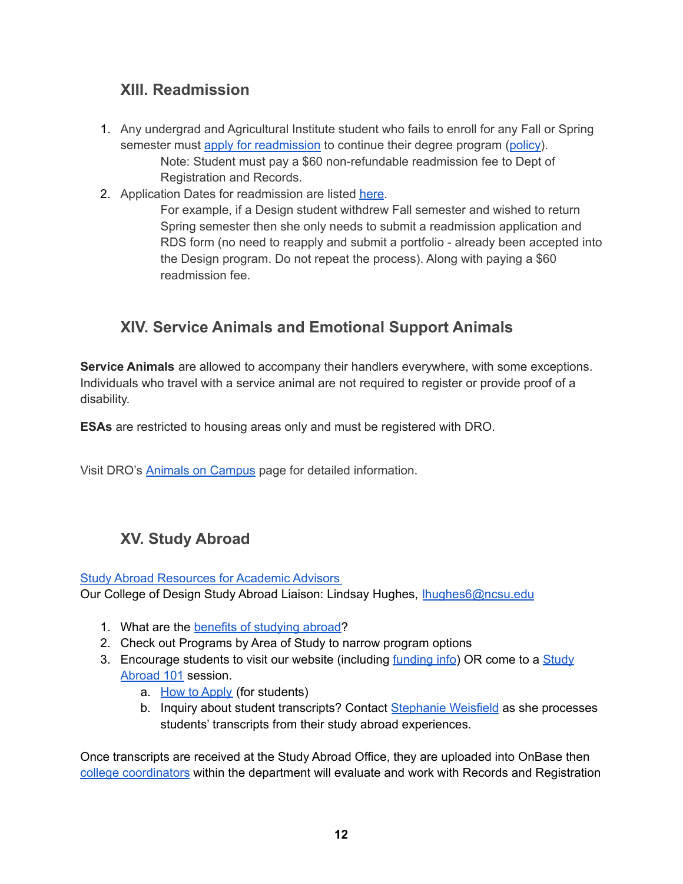## XIII. Readmission

1. Any undergrad and Agricultural Institute student who fails to enroll for any Fall or Spring semester must apply for readmission to continue their degree program (policy).

   Note: Student must pay a $60 non-refundable readmission fee to Dept of Registration and Records.

2. Application Dates for readmission are listed here.

   For example, if a Design student withdrew Fall semester and wished to return Spring semester then she only needs to submit a readmission application and RDS form (no need to reapply and submit a portfolio - already been accepted into the Design program. Do not repeat the process). Along with paying a $60 readmission fee.

## XIV. Service Animals and Emotional Support Animals

**Service Animals** are allowed to accompany their handlers everywhere, with some exceptions. Individuals who travel with a service animal are not required to register or provide proof of a disability.

**ESAs** are restricted to housing areas only and must be registered with DRO.

Visit DRO's Animals on Campus page for detailed information.

## XV. Study Abroad

Study Abroad Resources for Academic Advisors
Our College of Design Study Abroad Liaison: Lindsay Hughes, lhughes6@ncsu.edu

1. What are the benefits of studying abroad?
2. Check out Programs by Area of Study to narrow program options
3. Encourage students to visit our website (including funding info) OR come to a Study Abroad 101 session.
   a. How to Apply (for students)
   b. Inquiry about student transcripts? Contact Stephanie Weisfield as she processes students' transcripts from their study abroad experiences.

Once transcripts are received at the Study Abroad Office, they are uploaded into OnBase then college coordinators within the department will evaluate and work with Records and Registration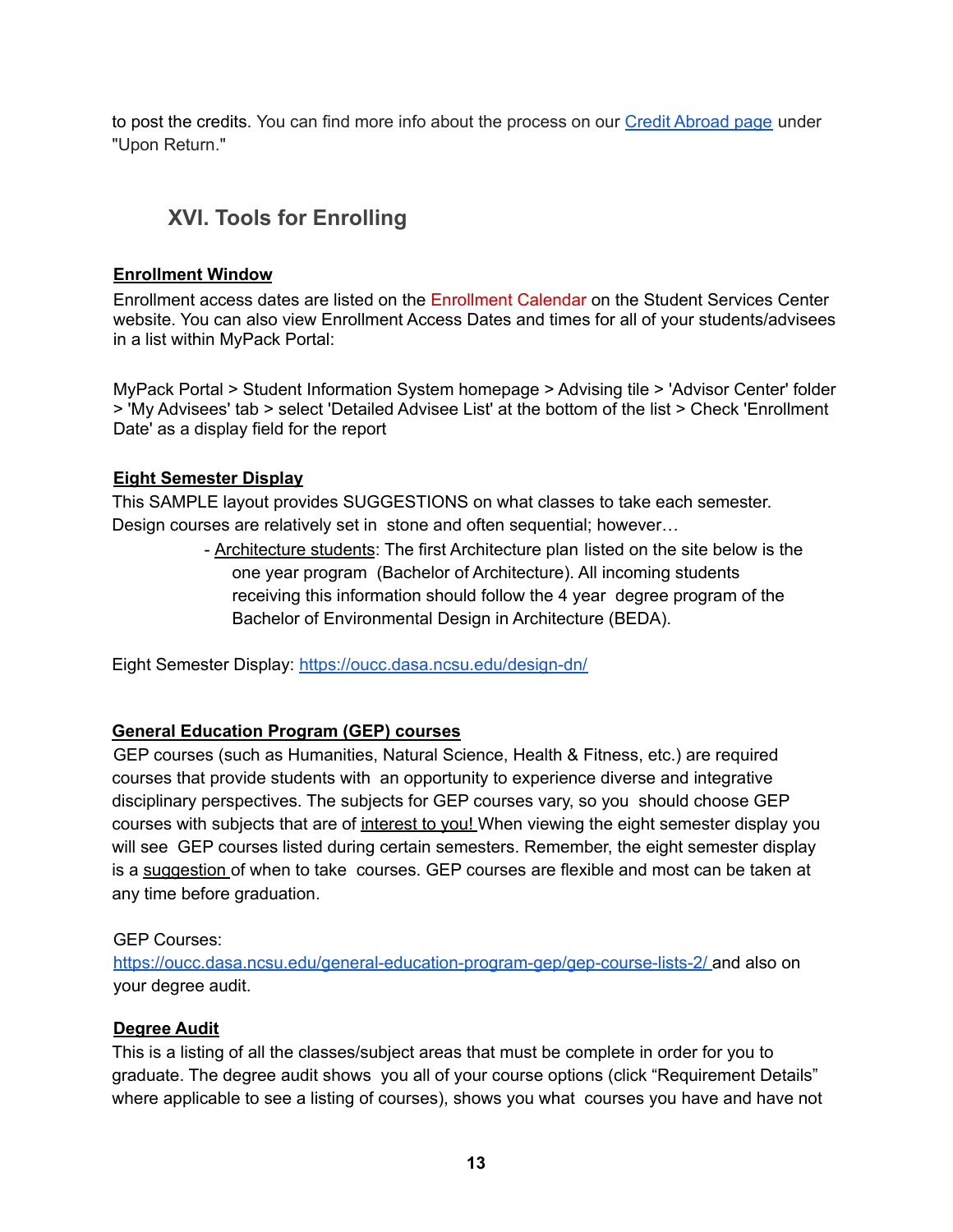to post the credits. You can find more info about the process on our [Credit Abroad page](#) under "Upon Return."

## XVI. Tools for Enrolling

**Enrollment Window**

Enrollment access dates are listed on the Enrollment Calendar on the Student Services Center website. You can also view Enrollment Access Dates and times for all of your students/advisees in a list within MyPack Portal:

MyPack Portal > Student Information System homepage > Advising tile > 'Advisor Center' folder > 'My Advisees' tab > select 'Detailed Advisee List' at the bottom of the list > Check 'Enrollment Date' as a display field for the report

**Eight Semester Display**

This SAMPLE layout provides SUGGESTIONS on what classes to take each semester. Design courses are relatively set in stone and often sequential; however…

- Architecture students: The first Architecture plan listed on the site below is the one year program (Bachelor of Architecture). All incoming students receiving this information should follow the 4 year degree program of the Bachelor of Environmental Design in Architecture (BEDA).

Eight Semester Display: https://oucc.dasa.ncsu.edu/design-dn/

**General Education Program (GEP) courses**

GEP courses (such as Humanities, Natural Science, Health & Fitness, etc.) are required courses that provide students with an opportunity to experience diverse and integrative disciplinary perspectives. The subjects for GEP courses vary, so you should choose GEP courses with subjects that are of interest to you! When viewing the eight semester display you will see GEP courses listed during certain semesters. Remember, the eight semester display is a suggestion of when to take courses. GEP courses are flexible and most can be taken at any time before graduation.

GEP Courses:
https://oucc.dasa.ncsu.edu/general-education-program-gep/gep-course-lists-2/ and also on your degree audit.

**Degree Audit**

This is a listing of all the classes/subject areas that must be complete in order for you to graduate. The degree audit shows you all of your course options (click "Requirement Details" where applicable to see a listing of courses), shows you what courses you have and have not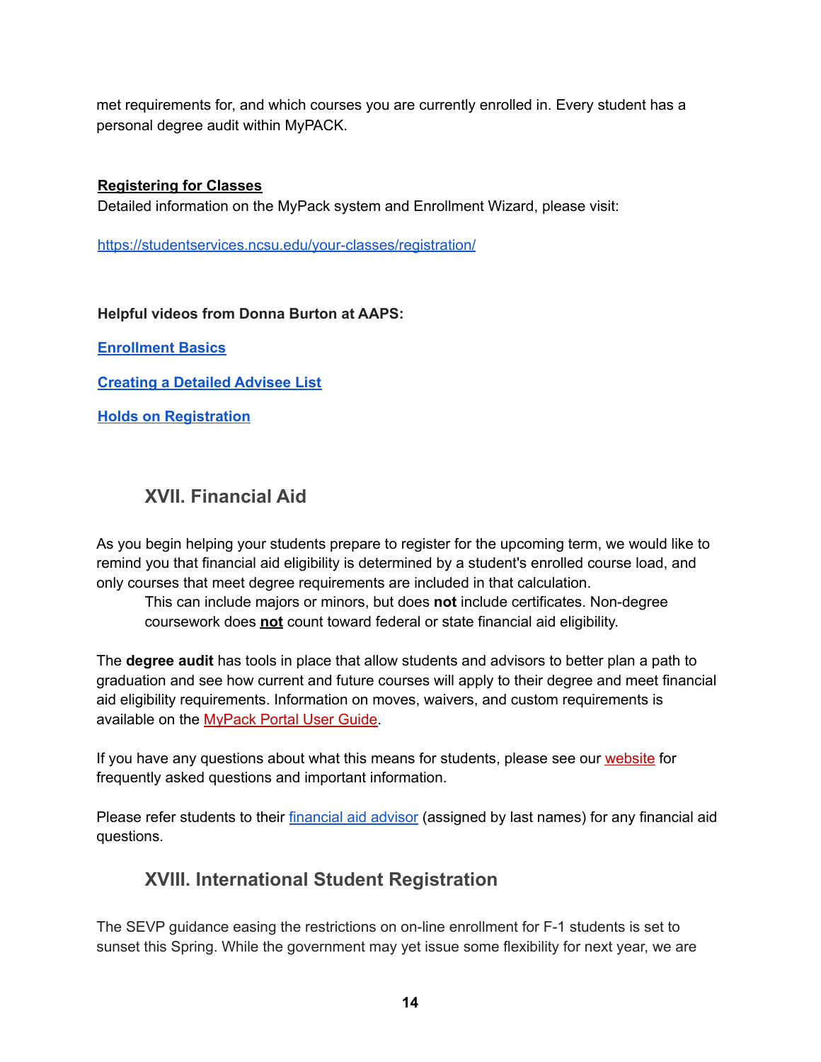met requirements for, and which courses you are currently enrolled in. Every student has a personal degree audit within MyPACK.

**Registering for Classes**

Detailed information on the MyPack system and Enrollment Wizard, please visit:

https://studentservices.ncsu.edu/your-classes/registration/

**Helpful videos from Donna Burton at AAPS:**

**Enrollment Basics**

**Creating a Detailed Advisee List**

**Holds on Registration**

## XVII. Financial Aid

As you begin helping your students prepare to register for the upcoming term, we would like to remind you that financial aid eligibility is determined by a student's enrolled course load, and only courses that meet degree requirements are included in that calculation.

> This can include majors or minors, but does **not** include certificates. Non-degree coursework does **not** count toward federal or state financial aid eligibility.

The **degree audit** has tools in place that allow students and advisors to better plan a path to graduation and see how current and future courses will apply to their degree and meet financial aid eligibility requirements. Information on moves, waivers, and custom requirements is available on the MyPack Portal User Guide.

If you have any questions about what this means for students, please see our website for frequently asked questions and important information.

Please refer students to their financial aid advisor (assigned by last names) for any financial aid questions.

## XVIII. International Student Registration

The SEVP guidance easing the restrictions on on-line enrollment for F-1 students is set to sunset this Spring. While the government may yet issue some flexibility for next year, we are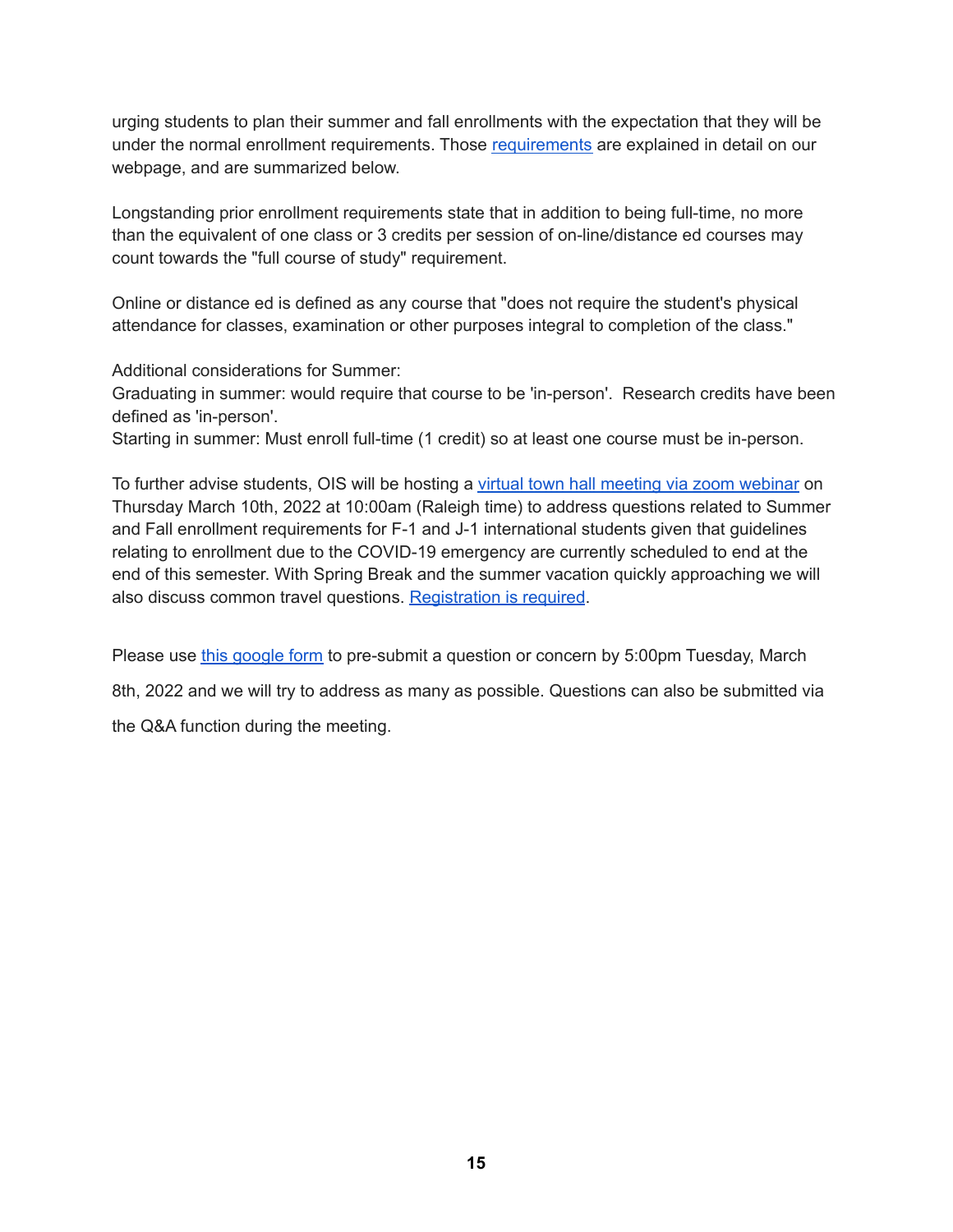urging students to plan their summer and fall enrollments with the expectation that they will be under the normal enrollment requirements. Those requirements are explained in detail on our webpage, and are summarized below.

Longstanding prior enrollment requirements state that in addition to being full-time, no more than the equivalent of one class or 3 credits per session of on-line/distance ed courses may count towards the "full course of study" requirement.

Online or distance ed is defined as any course that "does not require the student's physical attendance for classes, examination or other purposes integral to completion of the class."

Additional considerations for Summer:
Graduating in summer: would require that course to be 'in-person'. Research credits have been defined as 'in-person'.
Starting in summer: Must enroll full-time (1 credit) so at least one course must be in-person.

To further advise students, OIS will be hosting a virtual town hall meeting via zoom webinar on Thursday March 10th, 2022 at 10:00am (Raleigh time) to address questions related to Summer and Fall enrollment requirements for F-1 and J-1 international students given that guidelines relating to enrollment due to the COVID-19 emergency are currently scheduled to end at the end of this semester. With Spring Break and the summer vacation quickly approaching we will also discuss common travel questions. Registration is required.

Please use this google form to pre-submit a question or concern by 5:00pm Tuesday, March 8th, 2022 and we will try to address as many as possible. Questions can also be submitted via the Q&A function during the meeting.